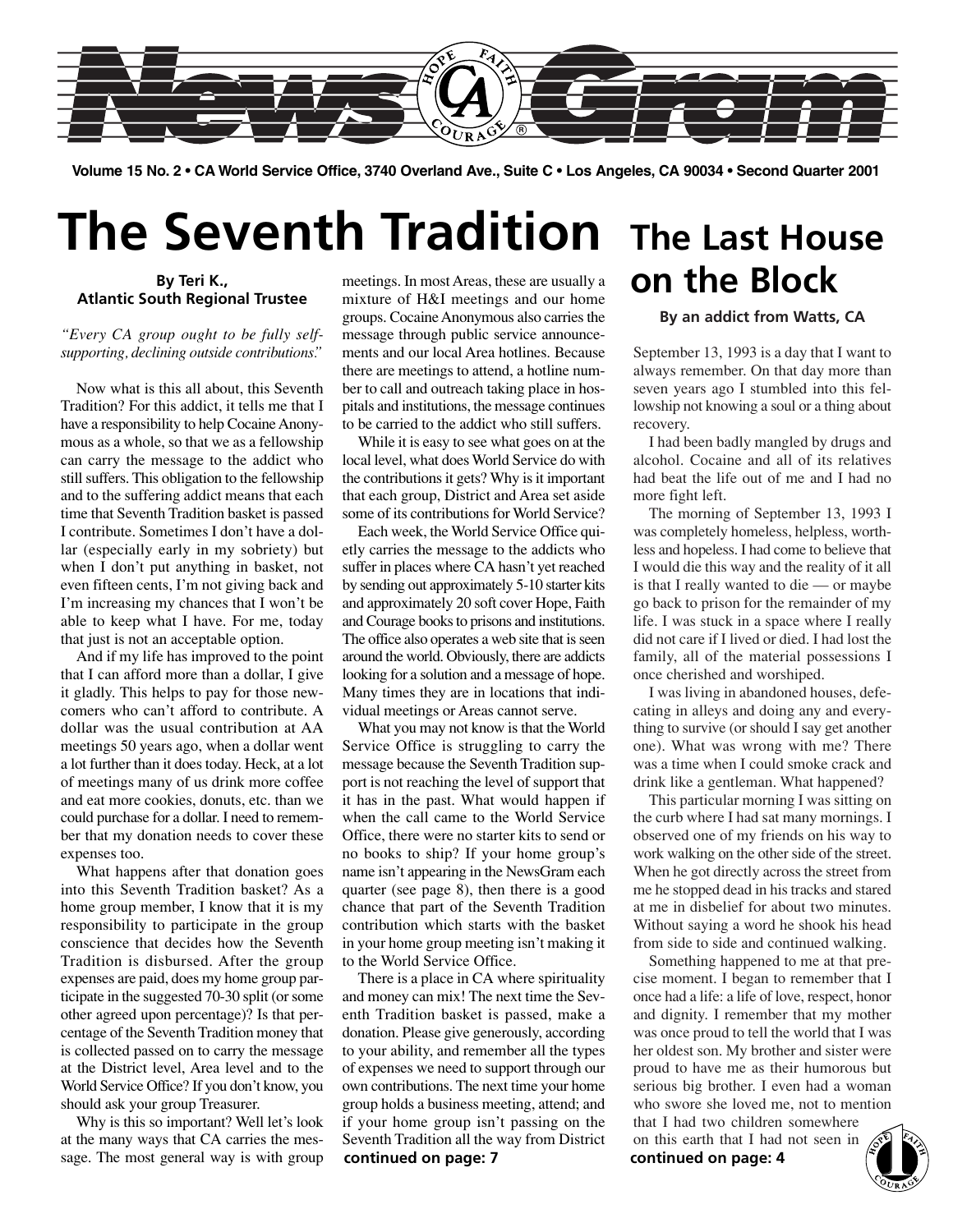# News Gram

**Volume 15 No. 2 • CA World Service Office, 3740 Overland Ave., Suite C • Los Angeles, CA 90034 • Second Quarter 2001**

# The Seventh Tradition

**By Teri K., Atlantic South Regional Trustee**

*"Every CA group ought to be fully self-supporting, declining outside contributions."*

Now what is this all about, this Seventh Tradition? For this addict, it tells me that I have a responsibility to help Cocaine Anonymous as a whole, so that we as a fellowship can carry the message to the addict who still suffers. This obligation to the fellowship and to the suffering addict means that each time that Seventh Tradition basket is passed I contribute. Sometimes I don't have a dollar (especially early in my sobriety) but when I don't put anything in basket, not even fifteen cents, I'm not giving back and I'm increasing my chances that I won't be able to keep what I have. For me, today that just is not an acceptable option.

And if my life has improved to the point that I can afford more than a dollar, I give it gladly. This helps to pay for those newcomers who can't afford to contribute. A dollar was the usual contribution at AA meetings 50 years ago, when a dollar went a lot further than it does today. Heck, at a lot of meetings many of us drink more coffee and eat more cookies, donuts, etc. than we could purchase for a dollar. I need to remember that my donation needs to cover these expenses too.

What happens after that donation goes into this Seventh Tradition basket? As a home group member, I know that it is my responsibility to participate in the group conscience that decides how the Seventh Tradition is disbursed. After the group expenses are paid, does my home group participate in the suggested 70-30 split (or some other agreed upon percentage)? Is that percentage of the Seventh Tradition money that is collected passed on to carry the message at the District level, Area level and to the World Service Office? If you don't know, you should ask your group Treasurer.

Why is this so important? Well let's look at the many ways that CA carries the message. The most general way is with group meetings. In most Areas, these are usually a mixture of H&I meetings and our home groups. Cocaine Anonymous also carries the message through public service announcements and our local Area hotlines. Because there are meetings to attend, a hotline number to call and outreach taking place in hospitals and institutions, the message continues to be carried to the addict who still suffers.

While it is easy to see what goes on at the local level, what does World Service do with the contributions it gets? Why is it important that each group, District and Area set aside some of its contributions for World Service?

Each week, the World Service Office quietly carries the message to the addicts who suffer in places where CA hasn't yet reached by sending out approximately 5-10 starter kits and approximately 20 soft cover Hope, Faith and Courage books to prisons and institutions. The office also operates a web site that is seen around the world. Obviously, there are addicts looking for a solution and a message of hope. Many times they are in locations that individual meetings or Areas cannot serve.

What you may not know is that the World Service Office is struggling to carry the message because the Seventh Tradition support is not reaching the level of support that it has in the past. What would happen if when the call came to the World Service Office, there were no starter kits to send or no books to ship? If your home group's name isn't appearing in the NewsGram each quarter (see page 8), then there is a good chance that part of the Seventh Tradition contribution which starts with the basket in your home group meeting isn't making it to the World Service Office.

There is a place in CA where spirituality and money can mix! The next time the Seventh Tradition basket is passed, make a donation. Please give generously, according to your ability, and remember all the types of expenses we need to support through our own contributions. The next time your home group holds a business meeting, attend; and if your home group isn't passing on the Seventh Tradition all the way from District

**continued on page: 7**

# The Last House on the Block

**By an addict from Watts, CA**

September 13, 1993 is a day that I want to always remember. On that day more than seven years ago I stumbled into this fellowship not knowing a soul or a thing about recovery.

I had been badly mangled by drugs and alcohol. Cocaine and all of its relatives had beat the life out of me and I had no more fight left.

The morning of September 13, 1993 I was completely homeless, helpless, worthless and hopeless. I had come to believe that I would die this way and the reality of it all is that I really wanted to die — or maybe go back to prison for the remainder of my life. I was stuck in a space where I really did not care if I lived or died. I had lost the family, all of the material possessions I once cherished and worshiped.

I was living in abandoned houses, defecating in alleys and doing any and everything to survive (or should I say get another one). What was wrong with me? There was a time when I could smoke crack and drink like a gentleman. What happened?

This particular morning I was sitting on the curb where I had sat many mornings. I observed one of my friends on his way to work walking on the other side of the street. When he got directly across the street from me he stopped dead in his tracks and stared at me in disbelief for about two minutes. Without saying a word he shook his head from side to side and continued walking.

Something happened to me at that precise moment. I began to remember that I once had a life: a life of love, respect, honor and dignity. I remember that my mother was once proud to tell the world that I was her oldest son. My brother and sister were proud to have me as their humorous but serious big brother. I even had a woman who swore she loved me, not to mention that I had two children somewhere on this earth that I had not seen in

**continued on page: 4**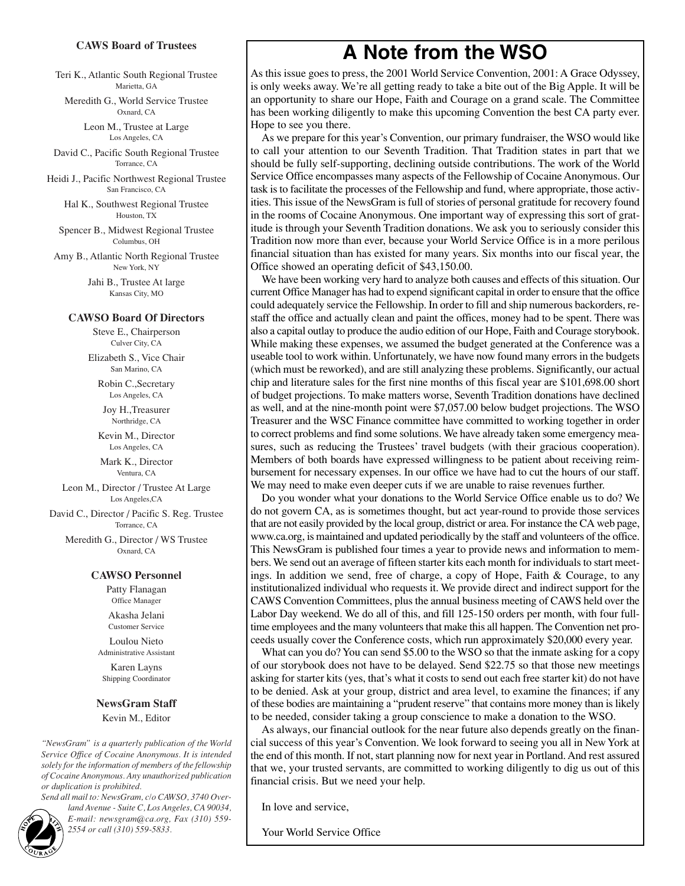## CAWS Board of Trustees

Teri K., Atlantic South Regional Trustee
Marietta, GA

Meredith G., World Service Trustee
Oxnard, CA

Leon M., Trustee at Large
Los Angeles, CA

David C., Pacific South Regional Trustee
Torrance, CA

Heidi J., Pacific Northwest Regional Trustee
San Francisco, CA

Hal K., Southwest Regional Trustee
Houston, TX

Spencer B., Midwest Regional Trustee
Columbus, OH

Amy B., Atlantic North Regional Trustee
New York, NY

Jahi B., Trustee At large
Kansas City, MO

## CAWSO Board Of Directors

Steve E., Chairperson
Culver City, CA

Elizabeth S., Vice Chair
San Marino, CA

Robin C.,Secretary
Los Angeles, CA

Joy H.,Treasurer
Northridge, CA

Kevin M., Director
Los Angeles, CA

Mark K., Director
Ventura, CA

Leon M., Director / Trustee At Large
Los Angeles,CA

David C., Director / Pacific S. Reg. Trustee
Torrance, CA

Meredith G., Director / WS Trustee
Oxnard, CA

## CAWSO Personnel

Patty Flanagan
Office Manager

Akasha Jelani
Customer Service

Loulou Nieto
Administrative Assistant

Karen Layns
Shipping Coordinator

## NewsGram Staff

Kevin M., Editor

*"NewsGram" is a quarterly publication of the World Service Office of Cocaine Anonymous. It is intended solely for the information of members of the fellowship of Cocaine Anonymous. Any unauthorized publication or duplication is prohibited.*

*Send all mail to: NewsGram, c/o CAWSO, 3740 Overland Avenue - Suite C, Los Angeles, CA 90034, E-mail: newsgram@ca.org, Fax (310) 559-2554 or call (310) 559-5833.*

# A Note from the WSO

As this issue goes to press, the 2001 World Service Convention, 2001: A Grace Odyssey, is only weeks away. We're all getting ready to take a bite out of the Big Apple. It will be an opportunity to share our Hope, Faith and Courage on a grand scale. The Committee has been working diligently to make this upcoming Convention the best CA party ever. Hope to see you there.

As we prepare for this year's Convention, our primary fundraiser, the WSO would like to call your attention to our Seventh Tradition. That Tradition states in part that we should be fully self-supporting, declining outside contributions. The work of the World Service Office encompasses many aspects of the Fellowship of Cocaine Anonymous. Our task is to facilitate the processes of the Fellowship and fund, where appropriate, those activities. This issue of the NewsGram is full of stories of personal gratitude for recovery found in the rooms of Cocaine Anonymous. One important way of expressing this sort of gratitude is through your Seventh Tradition donations. We ask you to seriously consider this Tradition now more than ever, because your World Service Office is in a more perilous financial situation than has existed for many years. Six months into our fiscal year, the Office showed an operating deficit of $43,150.00.

We have been working very hard to analyze both causes and effects of this situation. Our current Office Manager has had to expend significant capital in order to ensure that the office could adequately service the Fellowship. In order to fill and ship numerous backorders, re-staff the office and actually clean and paint the offices, money had to be spent. There was also a capital outlay to produce the audio edition of our Hope, Faith and Courage storybook. While making these expenses, we assumed the budget generated at the Conference was a useable tool to work within. Unfortunately, we have now found many errors in the budgets (which must be reworked), and are still analyzing these problems. Significantly, our actual chip and literature sales for the first nine months of this fiscal year are $101,698.00 short of budget projections. To make matters worse, Seventh Tradition donations have declined as well, and at the nine-month point were $7,057.00 below budget projections. The WSO Treasurer and the WSC Finance committee have committed to working together in order to correct problems and find some solutions. We have already taken some emergency measures, such as reducing the Trustees' travel budgets (with their gracious cooperation). Members of both boards have expressed willingness to be patient about receiving reimbursement for necessary expenses. In our office we have had to cut the hours of our staff. We may need to make even deeper cuts if we are unable to raise revenues further.

Do you wonder what your donations to the World Service Office enable us to do? We do not govern CA, as is sometimes thought, but act year-round to provide those services that are not easily provided by the local group, district or area. For instance the CA web page, www.ca.org, is maintained and updated periodically by the staff and volunteers of the office. This NewsGram is published four times a year to provide news and information to members. We send out an average of fifteen starter kits each month for individuals to start meetings. In addition we send, free of charge, a copy of Hope, Faith & Courage, to any institutionalized individual who requests it. We provide direct and indirect support for the CAWS Convention Committees, plus the annual business meeting of CAWS held over the Labor Day weekend. We do all of this, and fill 125-150 orders per month, with four full-time employees and the many volunteers that make this all happen. The Convention net proceeds usually cover the Conference costs, which run approximately $20,000 every year.

What can you do? You can send $5.00 to the WSO so that the inmate asking for a copy of our storybook does not have to be delayed. Send $22.75 so that those new meetings asking for starter kits (yes, that's what it costs to send out each free starter kit) do not have to be denied. Ask at your group, district and area level, to examine the finances; if any of these bodies are maintaining a "prudent reserve" that contains more money than is likely to be needed, consider taking a group conscience to make a donation to the WSO.

As always, our financial outlook for the near future also depends greatly on the financial success of this year's Convention. We look forward to seeing you all in New York at the end of this month. If not, start planning now for next year in Portland. And rest assured that we, your trusted servants, are committed to working diligently to dig us out of this financial crisis. But we need your help.

In love and service,

Your World Service Office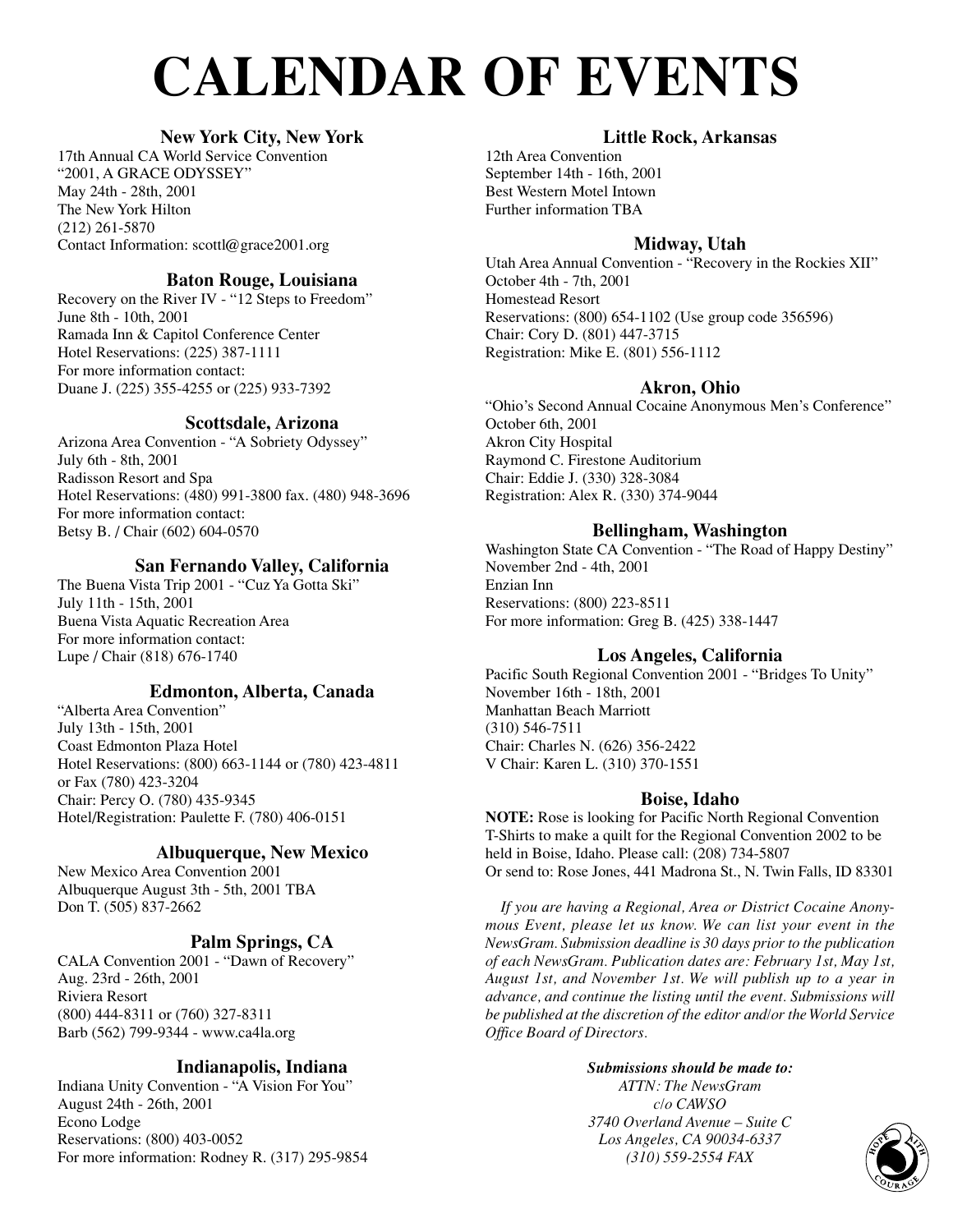# CALENDAR OF EVENTS

### New York City, New York

17th Annual CA World Service Convention
"2001, A GRACE ODYSSEY"
May 24th - 28th, 2001
The New York Hilton
(212) 261-5870
Contact Information: scottl@grace2001.org

### Baton Rouge, Louisiana

Recovery on the River IV - "12 Steps to Freedom"
June 8th - 10th, 2001
Ramada Inn & Capitol Conference Center
Hotel Reservations: (225) 387-1111
For more information contact:
Duane J. (225) 355-4255 or (225) 933-7392

### Scottsdale, Arizona

Arizona Area Convention - "A Sobriety Odyssey"
July 6th - 8th, 2001
Radisson Resort and Spa
Hotel Reservations: (480) 991-3800 fax. (480) 948-3696
For more information contact:
Betsy B. / Chair (602) 604-0570

### San Fernando Valley, California

The Buena Vista Trip 2001 - "Cuz Ya Gotta Ski"
July 11th - 15th, 2001
Buena Vista Aquatic Recreation Area
For more information contact:
Lupe / Chair (818) 676-1740

### Edmonton, Alberta, Canada

"Alberta Area Convention"
July 13th - 15th, 2001
Coast Edmonton Plaza Hotel
Hotel Reservations: (800) 663-1144 or (780) 423-4811
or Fax (780) 423-3204
Chair: Percy O. (780) 435-9345
Hotel/Registration: Paulette F. (780) 406-0151

### Albuquerque, New Mexico

New Mexico Area Convention 2001
Albuquerque August 3th - 5th, 2001 TBA
Don T. (505) 837-2662

### Palm Springs, CA

CALA Convention 2001 - "Dawn of Recovery"
Aug. 23rd - 26th, 2001
Riviera Resort
(800) 444-8311 or (760) 327-8311
Barb (562) 799-9344 - www.ca4la.org

### Indianapolis, Indiana

Indiana Unity Convention - "A Vision For You"
August 24th - 26th, 2001
Econo Lodge
Reservations: (800) 403-0052
For more information: Rodney R. (317) 295-9854

### Little Rock, Arkansas

12th Area Convention
September 14th - 16th, 2001
Best Western Motel Intown
Further information TBA

### Midway, Utah

Utah Area Annual Convention - "Recovery in the Rockies XII"
October 4th - 7th, 2001
Homestead Resort
Reservations: (800) 654-1102 (Use group code 356596)
Chair: Cory D. (801) 447-3715
Registration: Mike E. (801) 556-1112

### Akron, Ohio

"Ohio's Second Annual Cocaine Anonymous Men's Conference"
October 6th, 2001
Akron City Hospital
Raymond C. Firestone Auditorium
Chair: Eddie J. (330) 328-3084
Registration: Alex R. (330) 374-9044

### Bellingham, Washington

Washington State CA Convention - "The Road of Happy Destiny"
November 2nd - 4th, 2001
Enzian Inn
Reservations: (800) 223-8511
For more information: Greg B. (425) 338-1447

### Los Angeles, California

Pacific South Regional Convention 2001 - "Bridges To Unity"
November 16th - 18th, 2001
Manhattan Beach Marriott
(310) 546-7511
Chair: Charles N. (626) 356-2422
V Chair: Karen L. (310) 370-1551

### Boise, Idaho

**NOTE:** Rose is looking for Pacific North Regional Convention T-Shirts to make a quilt for the Regional Convention 2002 to be held in Boise, Idaho. Please call: (208) 734-5807
Or send to: Rose Jones, 441 Madrona St., N. Twin Falls, ID 83301

*If you are having a Regional, Area or District Cocaine Anonymous Event, please let us know. We can list your event in the NewsGram. Submission deadline is 30 days prior to the publication of each NewsGram. Publication dates are: February 1st, May 1st, August 1st, and November 1st. We will publish up to a year in advance, and continue the listing until the event. Submissions will be published at the discretion of the editor and/or the World Service Office Board of Directors.*

***Submissions should be made to:***
*ATTN: The NewsGram*
*c/o CAWSO*
*3740 Overland Avenue – Suite C*
*Los Angeles, CA 90034-6337*
*(310) 559-2554 FAX*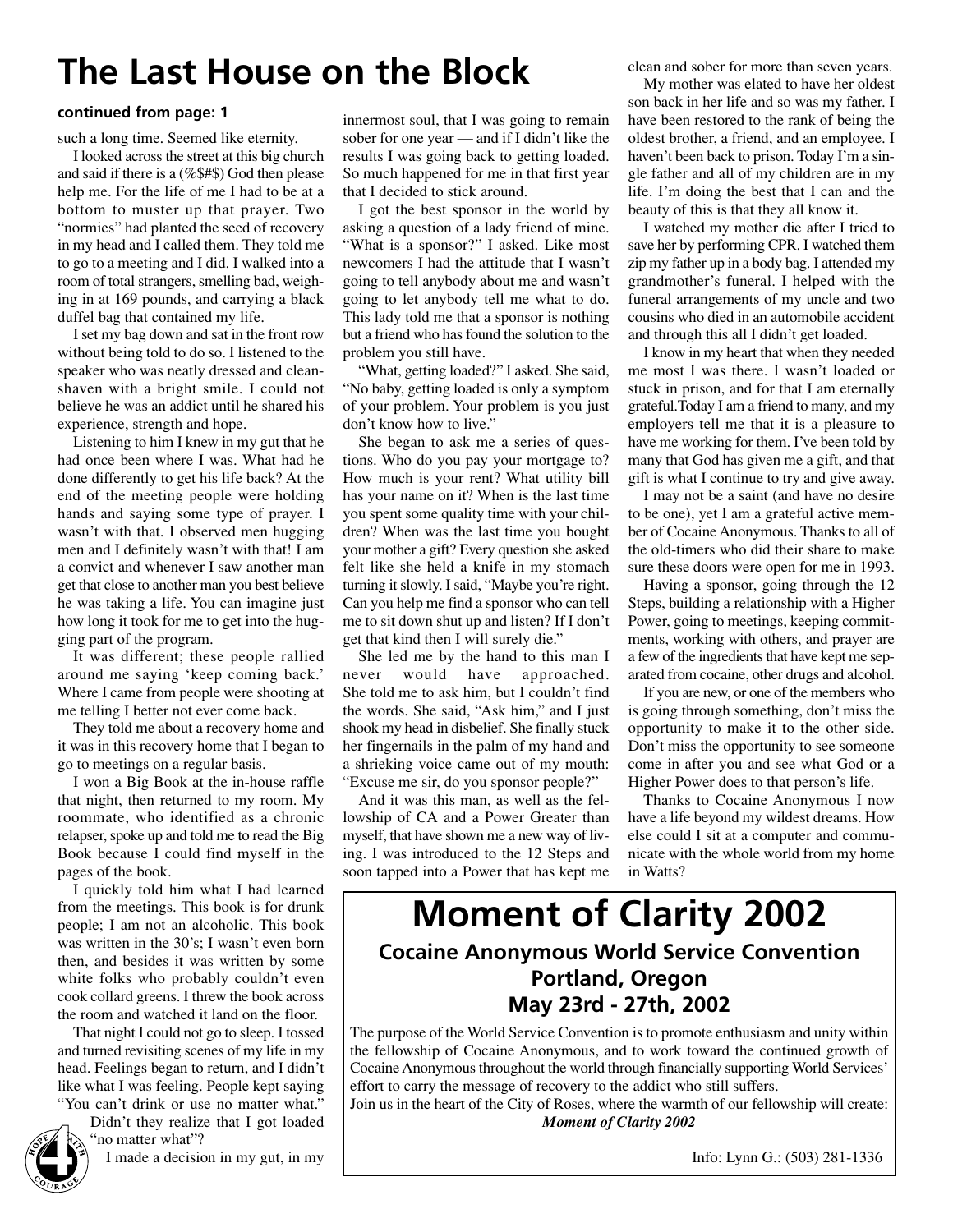# The Last House on the Block

**continued from page: 1**

such a long time. Seemed like eternity.

I looked across the street at this big church and said if there is a (%$#$) God then please help me. For the life of me I had to be at a bottom to muster up that prayer. Two "normies" had planted the seed of recovery in my head and I called them. They told me to go to a meeting and I did. I walked into a room of total strangers, smelling bad, weighing in at 169 pounds, and carrying a black duffel bag that contained my life.

I set my bag down and sat in the front row without being told to do so. I listened to the speaker who was neatly dressed and clean-shaven with a bright smile. I could not believe he was an addict until he shared his experience, strength and hope.

Listening to him I knew in my gut that he had once been where I was. What had he done differently to get his life back? At the end of the meeting people were holding hands and saying some type of prayer. I wasn't with that. I observed men hugging men and I definitely wasn't with that! I am a convict and whenever I saw another man get that close to another man you best believe he was taking a life. You can imagine just how long it took for me to get into the hugging part of the program.

It was different; these people rallied around me saying 'keep coming back.' Where I came from people were shooting at me telling I better not ever come back.

They told me about a recovery home and it was in this recovery home that I began to go to meetings on a regular basis.

I won a Big Book at the in-house raffle that night, then returned to my room. My roommate, who identified as a chronic relapser, spoke up and told me to read the Big Book because I could find myself in the pages of the book.

I quickly told him what I had learned from the meetings. This book is for drunk people; I am not an alcoholic. This book was written in the 30's; I wasn't even born then, and besides it was written by some white folks who probably couldn't even cook collard greens. I threw the book across the room and watched it land on the floor.

That night I could not go to sleep. I tossed and turned revisiting scenes of my life in my head. Feelings began to return, and I didn't like what I was feeling. People kept saying "You can't drink or use no matter what." Didn't they realize that I got loaded "no matter what"?

I made a decision in my gut, in my innermost soul, that I was going to remain sober for one year — and if I didn't like the results I was going back to getting loaded. So much happened for me in that first year that I decided to stick around.

I got the best sponsor in the world by asking a question of a lady friend of mine. "What is a sponsor?" I asked. Like most newcomers I had the attitude that I wasn't going to tell anybody about me and wasn't going to let anybody tell me what to do. This lady told me that a sponsor is nothing but a friend who has found the solution to the problem you still have.

"What, getting loaded?" I asked. She said, "No baby, getting loaded is only a symptom of your problem. Your problem is you just don't know how to live."

She began to ask me a series of questions. Who do you pay your mortgage to? How much is your rent? What utility bill has your name on it? When is the last time you spent some quality time with your children? When was the last time you bought your mother a gift? Every question she asked felt like she held a knife in my stomach turning it slowly. I said, "Maybe you're right. Can you help me find a sponsor who can tell me to sit down shut up and listen? If I don't get that kind then I will surely die."

She led me by the hand to this man I never would have approached. She told me to ask him, but I couldn't find the words. She said, "Ask him," and I just shook my head in disbelief. She finally stuck her fingernails in the palm of my hand and a shrieking voice came out of my mouth: "Excuse me sir, do you sponsor people?"

And it was this man, as well as the fellowship of CA and a Power Greater than myself, that have shown me a new way of living. I was introduced to the 12 Steps and soon tapped into a Power that has kept me clean and sober for more than seven years.

My mother was elated to have her oldest son back in her life and so was my father. I have been restored to the rank of being the oldest brother, a friend, and an employee. I haven't been back to prison. Today I'm a single father and all of my children are in my life. I'm doing the best that I can and the beauty of this is that they all know it.

I watched my mother die after I tried to save her by performing CPR. I watched them zip my father up in a body bag. I attended my grandmother's funeral. I helped with the funeral arrangements of my uncle and two cousins who died in an automobile accident and through this all I didn't get loaded.

I know in my heart that when they needed me most I was there. I wasn't loaded or stuck in prison, and for that I am eternally grateful.Today I am a friend to many, and my employers tell me that it is a pleasure to have me working for them. I've been told by many that God has given me a gift, and that gift is what I continue to try and give away.

I may not be a saint (and have no desire to be one), yet I am a grateful active member of Cocaine Anonymous. Thanks to all of the old-timers who did their share to make sure these doors were open for me in 1993.

Having a sponsor, going through the 12 Steps, building a relationship with a Higher Power, going to meetings, keeping commitments, working with others, and prayer are a few of the ingredients that have kept me separated from cocaine, other drugs and alcohol.

If you are new, or one of the members who is going through something, don't miss the opportunity to make it to the other side. Don't miss the opportunity to see someone come in after you and see what God or a Higher Power does to that person's life.

Thanks to Cocaine Anonymous I now have a life beyond my wildest dreams. How else could I sit at a computer and communicate with the whole world from my home in Watts?

# Moment of Clarity 2002

## Cocaine Anonymous World Service Convention
## Portland, Oregon
## May 23rd - 27th, 2002

The purpose of the World Service Convention is to promote enthusiasm and unity within the fellowship of Cocaine Anonymous, and to work toward the continued growth of Cocaine Anonymous throughout the world through financially supporting World Services' effort to carry the message of recovery to the addict who still suffers.

Join us in the heart of the City of Roses, where the warmth of our fellowship will create: ***Moment of Clarity 2002***

Info: Lynn G.: (503) 281-1336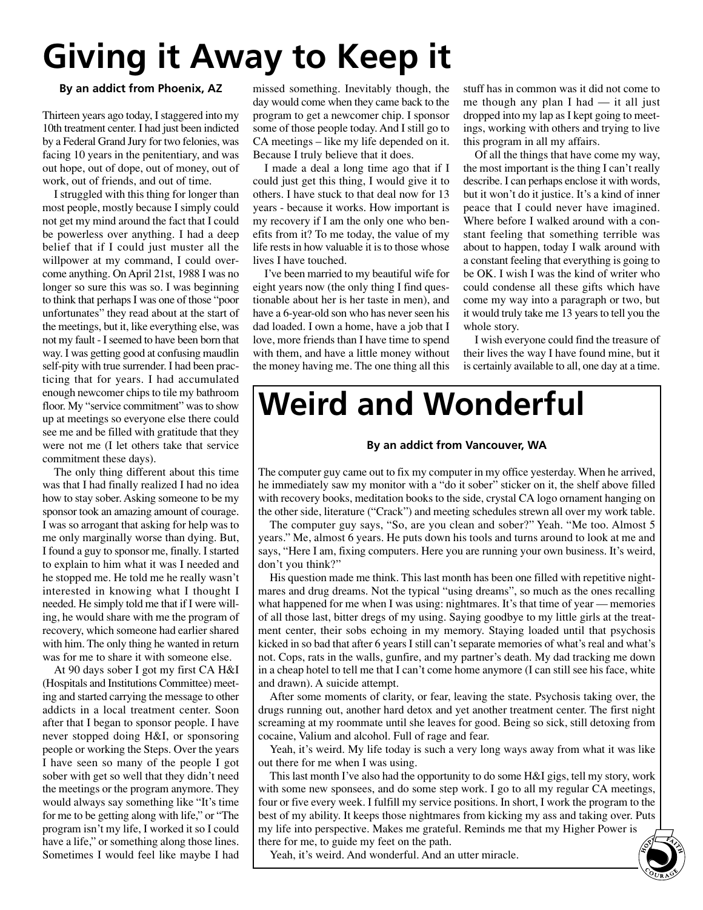# Giving it Away to Keep it

**By an addict from Phoenix, AZ**

Thirteen years ago today, I staggered into my 10th treatment center. I had just been indicted by a Federal Grand Jury for two felonies, was facing 10 years in the penitentiary, and was out hope, out of dope, out of money, out of work, out of friends, and out of time.

I struggled with this thing for longer than most people, mostly because I simply could not get my mind around the fact that I could be powerless over anything. I had a deep belief that if I could just muster all the willpower at my command, I could overcome anything. On April 21st, 1988 I was no longer so sure this was so. I was beginning to think that perhaps I was one of those "poor unfortunates" they read about at the start of the meetings, but it, like everything else, was not my fault - I seemed to have been born that way. I was getting good at confusing maudlin self-pity with true surrender. I had been practicing that for years. I had accumulated enough newcomer chips to tile my bathroom floor. My "service commitment" was to show up at meetings so everyone else there could see me and be filled with gratitude that they were not me (I let others take that service commitment these days).

The only thing different about this time was that I had finally realized I had no idea how to stay sober. Asking someone to be my sponsor took an amazing amount of courage. I was so arrogant that asking for help was to me only marginally worse than dying. But, I found a guy to sponsor me, finally. I started to explain to him what it was I needed and he stopped me. He told me he really wasn't interested in knowing what I thought I needed. He simply told me that if I were willing, he would share with me the program of recovery, which someone had earlier shared with him. The only thing he wanted in return was for me to share it with someone else.

At 90 days sober I got my first CA H&I (Hospitals and Institutions Committee) meeting and started carrying the message to other addicts in a local treatment center. Soon after that I began to sponsor people. I have never stopped doing H&I, or sponsoring people or working the Steps. Over the years I have seen so many of the people I got sober with get so well that they didn't need the meetings or the program anymore. They would always say something like "It's time for me to be getting along with life," or "The program isn't my life, I worked it so I could have a life," or something along those lines. Sometimes I would feel like maybe I had missed something. Inevitably though, the day would come when they came back to the program to get a newcomer chip. I sponsor some of those people today. And I still go to CA meetings – like my life depended on it. Because I truly believe that it does.

I made a deal a long time ago that if I could just get this thing, I would give it to others. I have stuck to that deal now for 13 years - because it works. How important is my recovery if I am the only one who benefits from it? To me today, the value of my life rests in how valuable it is to those whose lives I have touched.

I've been married to my beautiful wife for eight years now (the only thing I find questionable about her is her taste in men), and have a 6-year-old son who has never seen his dad loaded. I own a home, have a job that I love, more friends than I have time to spend with them, and have a little money without the money having me. The one thing all this stuff has in common was it did not come to me though any plan I had — it all just dropped into my lap as I kept going to meetings, working with others and trying to live this program in all my affairs.

Of all the things that have come my way, the most important is the thing I can't really describe. I can perhaps enclose it with words, but it won't do it justice. It's a kind of inner peace that I could never have imagined. Where before I walked around with a constant feeling that something terrible was about to happen, today I walk around with a constant feeling that everything is going to be OK. I wish I was the kind of writer who could condense all these gifts which have come my way into a paragraph or two, but it would truly take me 13 years to tell you the whole story.

I wish everyone could find the treasure of their lives the way I have found mine, but it is certainly available to all, one day at a time.

# Weird and Wonderful

**By an addict from Vancouver, WA**

The computer guy came out to fix my computer in my office yesterday. When he arrived, he immediately saw my monitor with a "do it sober" sticker on it, the shelf above filled with recovery books, meditation books to the side, crystal CA logo ornament hanging on the other side, literature ("Crack") and meeting schedules strewn all over my work table.

The computer guy says, "So, are you clean and sober?" Yeah. "Me too. Almost 5 years." Me, almost 6 years. He puts down his tools and turns around to look at me and says, "Here I am, fixing computers. Here you are running your own business. It's weird, don't you think?"

His question made me think. This last month has been one filled with repetitive nightmares and drug dreams. Not the typical "using dreams", so much as the ones recalling what happened for me when I was using: nightmares. It's that time of year — memories of all those last, bitter dregs of my using. Saying goodbye to my little girls at the treatment center, their sobs echoing in my memory. Staying loaded until that psychosis kicked in so bad that after 6 years I still can't separate memories of what's real and what's not. Cops, rats in the walls, gunfire, and my partner's death. My dad tracking me down in a cheap hotel to tell me that I can't come home anymore (I can still see his face, white and drawn). A suicide attempt.

After some moments of clarity, or fear, leaving the state. Psychosis taking over, the drugs running out, another hard detox and yet another treatment center. The first night screaming at my roommate until she leaves for good. Being so sick, still detoxing from cocaine, Valium and alcohol. Full of rage and fear.

Yeah, it's weird. My life today is such a very long ways away from what it was like out there for me when I was using.

This last month I've also had the opportunity to do some H&I gigs, tell my story, work with some new sponsees, and do some step work. I go to all my regular CA meetings, four or five every week. I fulfill my service positions. In short, I work the program to the best of my ability. It keeps those nightmares from kicking my ass and taking over. Puts my life into perspective. Makes me grateful. Reminds me that my Higher Power is there for me, to guide my feet on the path.

Yeah, it's weird. And wonderful. And an utter miracle.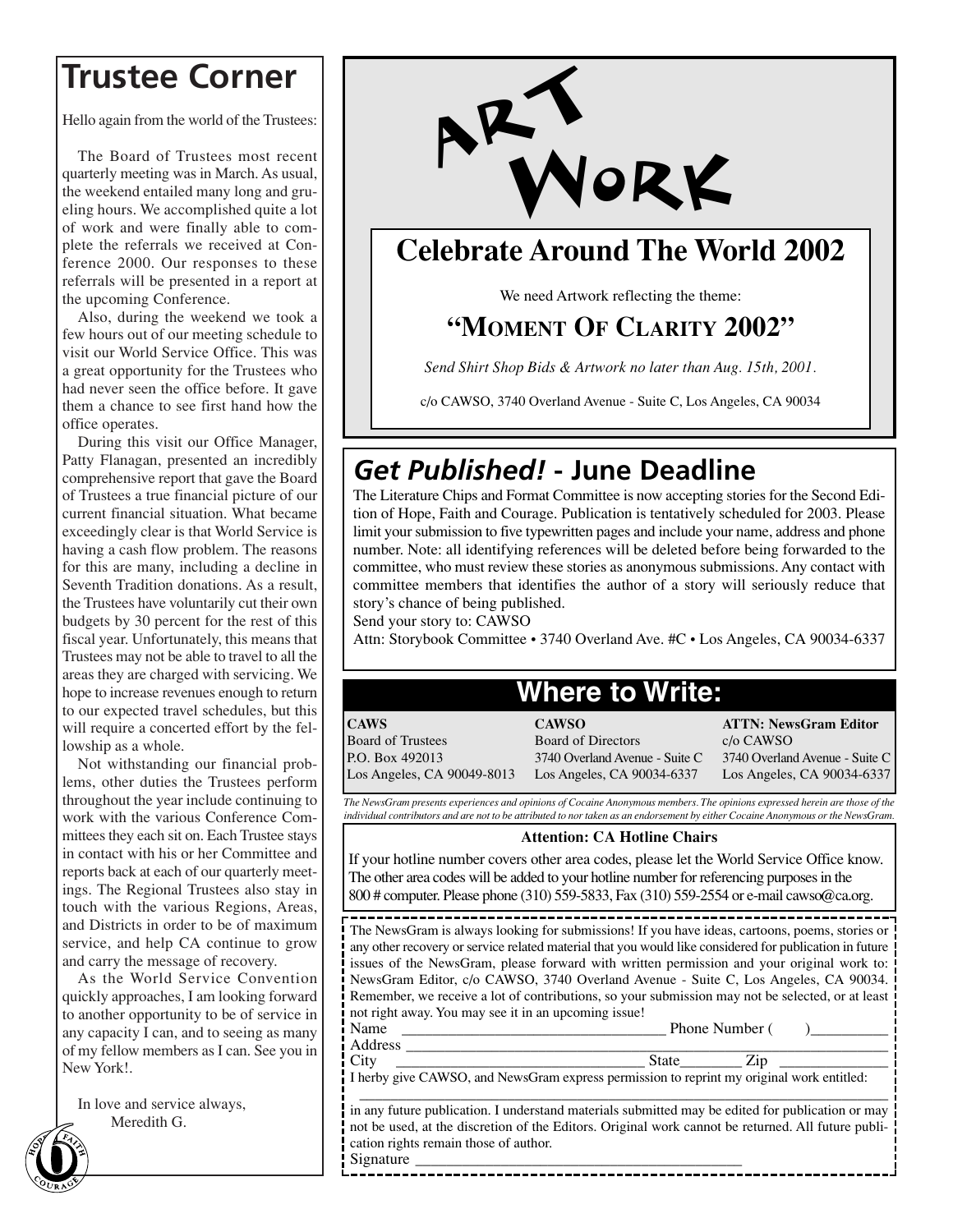## Trustee Corner

Hello again from the world of the Trustees:

The Board of Trustees most recent quarterly meeting was in March. As usual, the weekend entailed many long and grueling hours. We accomplished quite a lot of work and were finally able to complete the referrals we received at Conference 2000. Our responses to these referrals will be presented in a report at the upcoming Conference.

Also, during the weekend we took a few hours out of our meeting schedule to visit our World Service Office. This was a great opportunity for the Trustees who had never seen the office before. It gave them a chance to see first hand how the office operates.

During this visit our Office Manager, Patty Flanagan, presented an incredibly comprehensive report that gave the Board of Trustees a true financial picture of our current financial situation. What became exceedingly clear is that World Service is having a cash flow problem. The reasons for this are many, including a decline in Seventh Tradition donations. As a result, the Trustees have voluntarily cut their own budgets by 30 percent for the rest of this fiscal year. Unfortunately, this means that Trustees may not be able to travel to all the areas they are charged with servicing. We hope to increase revenues enough to return to our expected travel schedules, but this will require a concerted effort by the fellowship as a whole.

Not withstanding our financial problems, other duties the Trustees perform throughout the year include continuing to work with the various Conference Committees they each sit on. Each Trustee stays in contact with his or her Committee and reports back at each of our quarterly meetings. The Regional Trustees also stay in touch with the various Regions, Areas, and Districts in order to be of maximum service, and help CA continue to grow and carry the message of recovery.

As the World Service Convention quickly approaches, I am looking forward to another opportunity to be of service in any capacity I can, and to seeing as many of my fellow members as I can. See you in New York!.

In love and service always,
Meredith G.

## Art Work

### Celebrate Around The World 2002

We need Artwork reflecting the theme:

**"Moment Of Clarity 2002"**

*Send Shirt Shop Bids & Artwork no later than Aug. 15th, 2001.*

c/o CAWSO, 3740 Overland Avenue - Suite C, Los Angeles, CA 90034

## *Get Published!* - June Deadline

The Literature Chips and Format Committee is now accepting stories for the Second Edition of Hope, Faith and Courage. Publication is tentatively scheduled for 2003. Please limit your submission to five typewritten pages and include your name, address and phone number. Note: all identifying references will be deleted before being forwarded to the committee, who must review these stories as anonymous submissions. Any contact with committee members that identifies the author of a story will seriously reduce that story's chance of being published.

Send your story to: CAWSO

Attn: Storybook Committee • 3740 Overland Ave. #C • Los Angeles, CA 90034-6337

## Where to Write:

**CAWS**
Board of Trustees
P.O. Box 492013
Los Angeles, CA 90049-8013

**CAWSO**
Board of Directors
3740 Overland Avenue - Suite C
Los Angeles, CA 90034-6337

**ATTN: NewsGram Editor**
c/o CAWSO
3740 Overland Avenue - Suite C
Los Angeles, CA 90034-6337

*The NewsGram presents experiences and opinions of Cocaine Anonymous members. The opinions expressed herein are those of the individual contributors and are not to be attributed to nor taken as an endorsement by either Cocaine Anonymous or the NewsGram.*

**Attention: CA Hotline Chairs**

If your hotline number covers other area codes, please let the World Service Office know. The other area codes will be added to your hotline number for referencing purposes in the 800 # computer. Please phone (310) 559-5833, Fax (310) 559-2554 or e-mail cawso@ca.org.

The NewsGram is always looking for submissions! If you have ideas, cartoons, poems, stories or any other recovery or service related material that you would like considered for publication in future issues of the NewsGram, please forward with written permission and your original work to: NewsGram Editor, c/o CAWSO, 3740 Overland Avenue - Suite C, Los Angeles, CA 90034. Remember, we receive a lot of contributions, so your submission may not be selected, or at least not right away. You may see it in an upcoming issue!

Name ________________________________ Phone Number (     )__________
Address ______________________________________________________________
City ________________________________ State________ Zip ______________
I herby give CAWSO, and NewsGram express permission to reprint my original work entitled:
______________________________________________________________________
in any future publication. I understand materials submitted may be edited for publication or may not be used, at the discretion of the Editors. Original work cannot be returned. All future publication rights remain those of author.
Signature ___________________________________________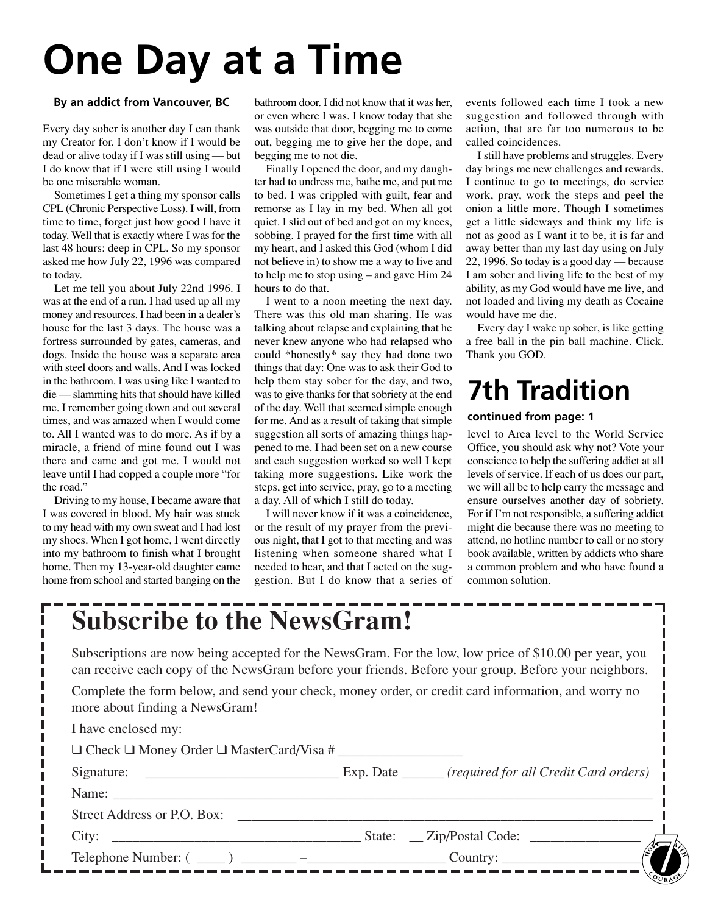# One Day at a Time

**By an addict from Vancouver, BC**

Every day sober is another day I can thank my Creator for. I don't know if I would be dead or alive today if I was still using — but I do know that if I were still using I would be one miserable woman.

Sometimes I get a thing my sponsor calls CPL (Chronic Perspective Loss). I will, from time to time, forget just how good I have it today. Well that is exactly where I was for the last 48 hours: deep in CPL. So my sponsor asked me how July 22, 1996 was compared to today.

Let me tell you about July 22nd 1996. I was at the end of a run. I had used up all my money and resources. I had been in a dealer's house for the last 3 days. The house was a fortress surrounded by gates, cameras, and dogs. Inside the house was a separate area with steel doors and walls. And I was locked in the bathroom. I was using like I wanted to die — slamming hits that should have killed me. I remember going down and out several times, and was amazed when I would come to. All I wanted was to do more. As if by a miracle, a friend of mine found out I was there and came and got me. I would not leave until I had copped a couple more "for the road."

Driving to my house, I became aware that I was covered in blood. My hair was stuck to my head with my own sweat and I had lost my shoes. When I got home, I went directly into my bathroom to finish what I brought home. Then my 13-year-old daughter came home from school and started banging on the bathroom door. I did not know that it was her, or even where I was. I know today that she was outside that door, begging me to come out, begging me to give her the dope, and begging me to not die.

Finally I opened the door, and my daughter had to undress me, bathe me, and put me to bed. I was crippled with guilt, fear and remorse as I lay in my bed. When all got quiet. I slid out of bed and got on my knees, sobbing. I prayed for the first time with all my heart, and I asked this God (whom I did not believe in) to show me a way to live and to help me to stop using – and gave Him 24 hours to do that.

I went to a noon meeting the next day. There was this old man sharing. He was talking about relapse and explaining that he never knew anyone who had relapsed who could *honestly* say they had done two things that day: One was to ask their God to help them stay sober for the day, and two, was to give thanks for that sobriety at the end of the day. Well that seemed simple enough for me. And as a result of taking that simple suggestion all sorts of amazing things happened to me. I had been set on a new course and each suggestion worked so well I kept taking more suggestions. Like work the steps, get into service, pray, go to a meeting a day. All of which I still do today.

I will never know if it was a coincidence, or the result of my prayer from the previous night, that I got to that meeting and was listening when someone shared what I needed to hear, and that I acted on the suggestion. But I do know that a series of events followed each time I took a new suggestion and followed through with action, that are far too numerous to be called coincidences.

I still have problems and struggles. Every day brings me new challenges and rewards. I continue to go to meetings, do service work, pray, work the steps and peel the onion a little more. Though I sometimes get a little sideways and think my life is not as good as I want it to be, it is far and away better than my last day using on July 22, 1996. So today is a good day — because I am sober and living life to the best of my ability, as my God would have me live, and not loaded and living my death as Cocaine would have me die.

Every day I wake up sober, is like getting a free ball in the pin ball machine. Click. Thank you GOD.

# 7th Tradition

**continued from page: 1**

level to Area level to the World Service Office, you should ask why not? Vote your conscience to help the suffering addict at all levels of service. If each of us does our part, we will all be to help carry the message and ensure ourselves another day of sobriety. For if I'm not responsible, a suffering addict might die because there was no meeting to attend, no hotline number to call or no story book available, written by addicts who share a common problem and who have found a common solution.

# Subscribe to the NewsGram!

Subscriptions are now being accepted for the NewsGram. For the low, low price of $10.00 per year, you can receive each copy of the NewsGram before your friends. Before your group. Before your neighbors.

Complete the form below, and send your check, money order, or credit card information, and worry no more about finding a NewsGram!

I have enclosed my:

❑ Check ❑ Money Order ❑ MasterCard/Visa # __________________

Signature: ____________________________ Exp. Date ______ *(required for all Credit Card orders)*

Name: ________________________________________________________________________________

Street Address or P.O. Box: _____________________________________________________________

City: ____________________________________ State: __ Zip/Postal Code: ________________

Telephone Number: ( ____ ) ________ –____________________ Country: ____________________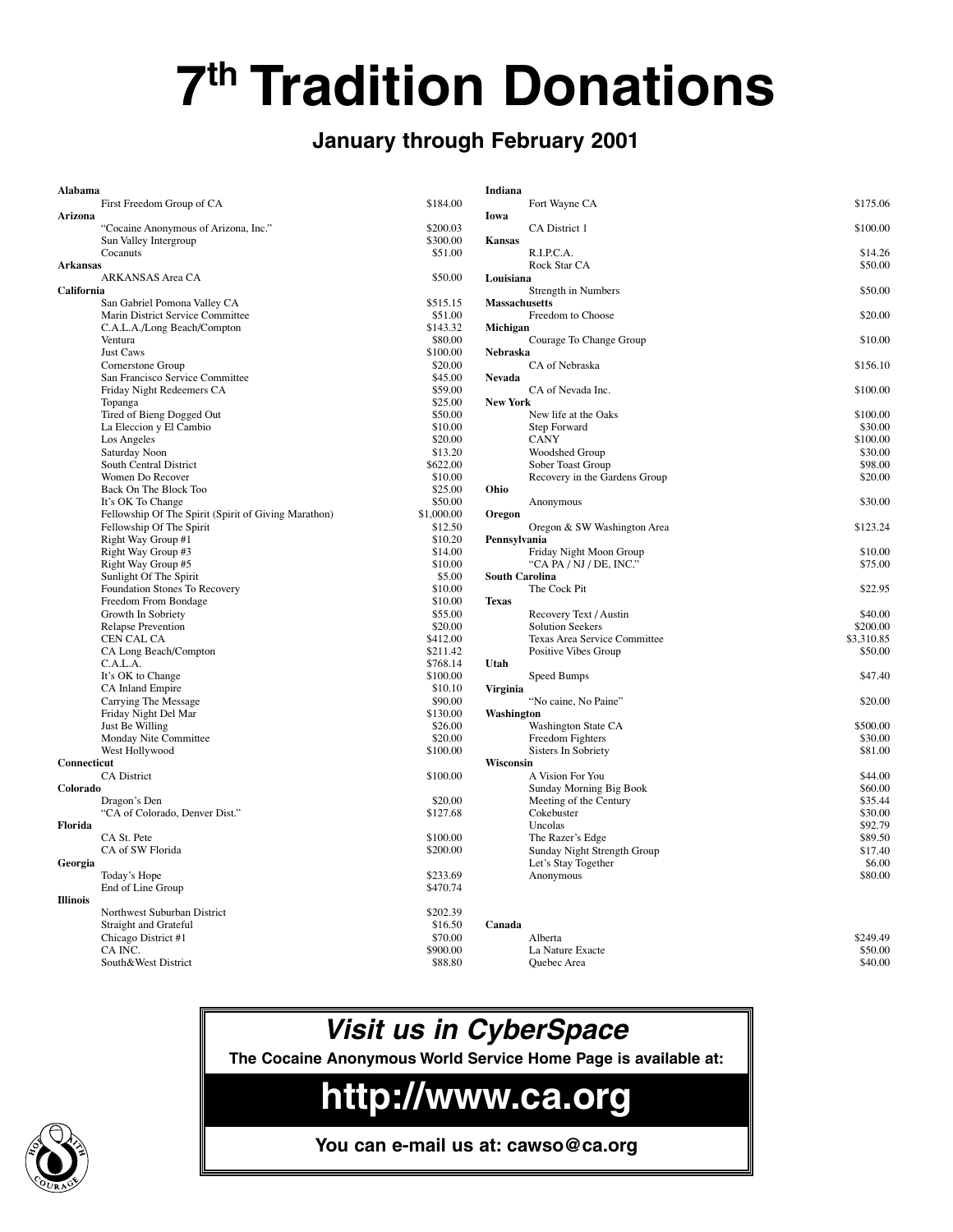# 7th Tradition Donations

### January through February 2001

| | |
|---|---|
| **Alabama** | |
| First Freedom Group of CA | $184.00 |
| **Arizona** | |
| "Cocaine Anonymous of Arizona, Inc." | $200.03 |
| Sun Valley Intergroup | $300.00 |
| Cocanuts | $51.00 |
| **Arkansas** | |
| ARKANSAS Area CA | $50.00 |
| **California** | |
| San Gabriel Pomona Valley CA | $515.15 |
| Marin District Service Committee | $51.00 |
| C.A.L.A./Long Beach/Compton | $143.32 |
| Ventura | $80.00 |
| Just Caws | $100.00 |
| Cornerstone Group | $20.00 |
| San Francisco Service Committee | $45.00 |
| Friday Night Redeemers CA | $59.00 |
| Topanga | $25.00 |
| Tired of Bieng Dogged Out | $50.00 |
| La Eleccion y El Cambio | $10.00 |
| Los Angeles | $20.00 |
| Saturday Noon | $13.20 |
| South Central District | $622.00 |
| Women Do Recover | $10.00 |
| Back On The Block Too | $25.00 |
| It's OK To Change | $50.00 |
| Fellowship Of The Spirit (Spirit of Giving Marathon) | $1,000.00 |
| Fellowship Of The Spirit | $12.50 |
| Right Way Group #1 | $10.20 |
| Right Way Group #3 | $14.00 |
| Right Way Group #5 | $10.00 |
| Sunlight Of The Spirit | $5.00 |
| Foundation Stones To Recovery | $10.00 |
| Freedom From Bondage | $10.00 |
| Growth In Sobriety | $55.00 |
| Relapse Prevention | $20.00 |
| CEN CAL CA | $412.00 |
| CA Long Beach/Compton | $211.42 |
| C.A.L.A. | $768.14 |
| It's OK to Change | $100.00 |
| CA Inland Empire | $10.10 |
| Carrying The Message | $90.00 |
| Friday Night Del Mar | $130.00 |
| Just Be Willing | $26.00 |
| Monday Nite Committee | $20.00 |
| West Hollywood | $100.00 |
| **Connecticut** | |
| CA District | $100.00 |
| **Colorado** | |
| Dragon's Den | $20.00 |
| "CA of Colorado, Denver Dist." | $127.68 |
| **Florida** | |
| CA St. Pete | $100.00 |
| CA of SW Florida | $200.00 |
| **Georgia** | |
| Today's Hope | $233.69 |
| End of Line Group | $470.74 |
| **Illinois** | |
| Northwest Suburban District | $202.39 |
| Straight and Grateful | $16.50 |
| Chicago District #1 | $70.00 |
| CA INC. | $900.00 |
| South&West District | $88.80 |
| **Indiana** | |
| Fort Wayne CA | $175.06 |
| **Iowa** | |
| CA District 1 | $100.00 |
| **Kansas** | |
| R.I.P.C.A. | $14.26 |
| Rock Star CA | $50.00 |
| **Louisiana** | |
| Strength in Numbers | $50.00 |
| **Massachusetts** | |
| Freedom to Choose | $20.00 |
| **Michigan** | |
| Courage To Change Group | $10.00 |
| **Nebraska** | |
| CA of Nebraska | $156.10 |
| **Nevada** | |
| CA of Nevada Inc. | $100.00 |
| **New York** | |
| New life at the Oaks | $100.00 |
| Step Forward | $30.00 |
| CANY | $100.00 |
| Woodshed Group | $30.00 |
| Sober Toast Group | $98.00 |
| Recovery in the Gardens Group | $20.00 |
| **Ohio** | |
| Anonymous | $30.00 |
| **Oregon** | |
| Oregon & SW Washington Area | $123.24 |
| **Pennsylvania** | |
| Friday Night Moon Group | $10.00 |
| "CA PA / NJ / DE, INC." | $75.00 |
| **South Carolina** | |
| The Cock Pit | $22.95 |
| **Texas** | |
| Recovery Text / Austin | $40.00 |
| Solution Seekers | $200.00 |
| Texas Area Service Committee | $3,310.85 |
| Positive Vibes Group | $50.00 |
| **Utah** | |
| Speed Bumps | $47.40 |
| **Virginia** | |
| "No caine, No Paine" | $20.00 |
| **Washington** | |
| Washington State CA | $500.00 |
| Freedom Fighters | $30.00 |
| Sisters In Sobriety | $81.00 |
| **Wisconsin** | |
| A Vision For You | $44.00 |
| Sunday Morning Big Book | $60.00 |
| Meeting of the Century | $35.44 |
| Cokebuster | $30.00 |
| Uncolas | $92.79 |
| The Razer's Edge | $89.50 |
| Sunday Night Strength Group | $17.40 |
| Let's Stay Together | $6.00 |
| Anonymous | $80.00 |
| **Canada** | |
| Alberta | $249.49 |
| La Nature Exacte | $50.00 |
| Quebec Area | $40.00 |

## *Visit us in CyberSpace*

**The Cocaine Anonymous World Service Home Page is available at:**

# http://www.ca.org

**You can e-mail us at: cawso@ca.org**